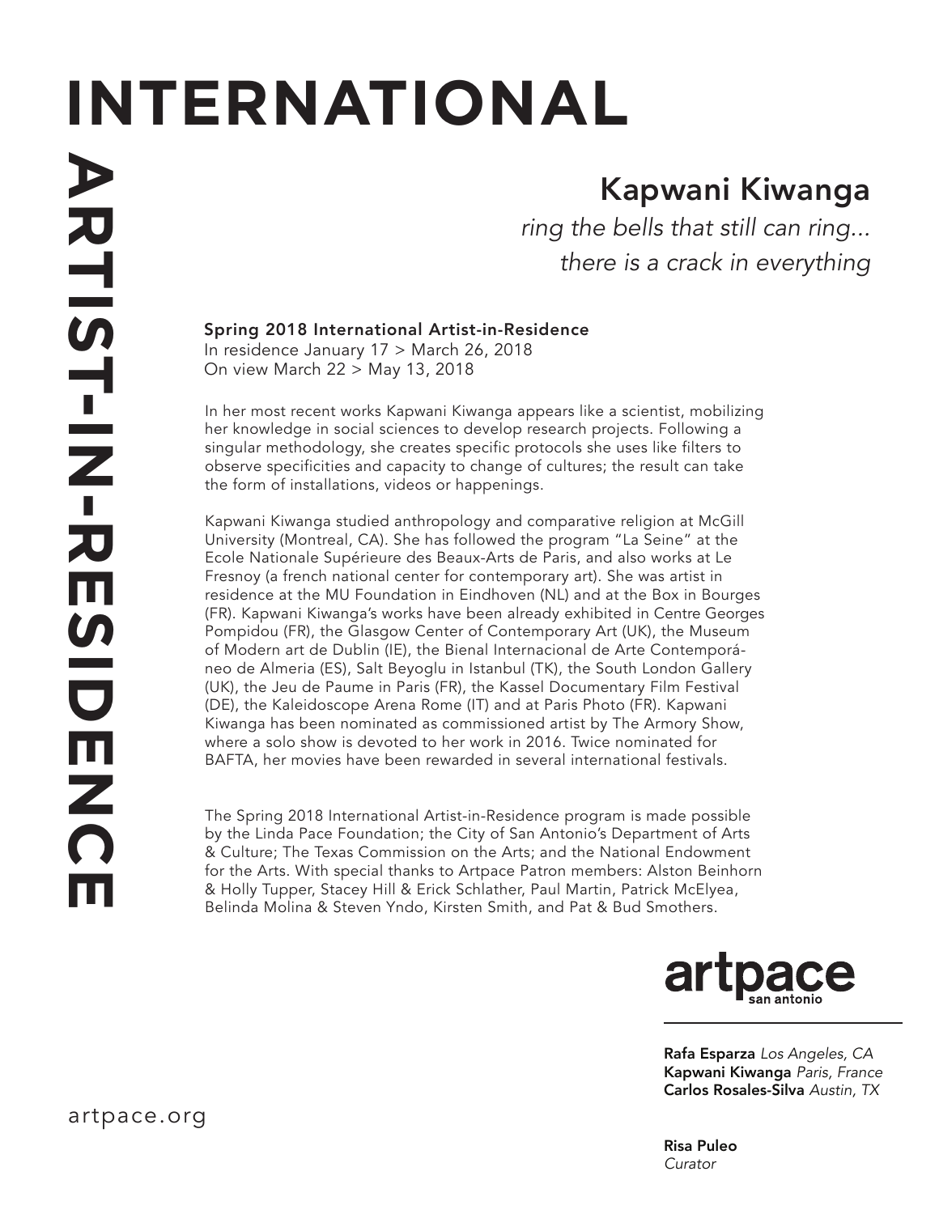# INTERNATIONAL ARTIST-IN-RESIDENCE

## Kapwani Kiwanga

*ring the bells that still can ring... there is a crack in everything*

**Spring 2018 International Artist-in-Residence**
In residence January 17 > March 26, 2018
On view March 22 > May 13, 2018

In her most recent works Kapwani Kiwanga appears like a scientist, mobilizing her knowledge in social sciences to develop research projects. Following a singular methodology, she creates specific protocols she uses like filters to observe specificities and capacity to change of cultures; the result can take the form of installations, videos or happenings.

Kapwani Kiwanga studied anthropology and comparative religion at McGill University (Montreal, CA). She has followed the program "La Seine" at the Ecole Nationale Supérieure des Beaux-Arts de Paris, and also works at Le Fresnoy (a french national center for contemporary art). She was artist in residence at the MU Foundation in Eindhoven (NL) and at the Box in Bourges (FR). Kapwani Kiwanga's works have been already exhibited in Centre Georges Pompidou (FR), the Glasgow Center of Contemporary Art (UK), the Museum of Modern art de Dublin (IE), the Bienal Internacional de Arte Contemporáneo de Almeria (ES), Salt Beyoglu in Istanbul (TK), the South London Gallery (UK), the Jeu de Paume in Paris (FR), the Kassel Documentary Film Festival (DE), the Kaleidoscope Arena Rome (IT) and at Paris Photo (FR). Kapwani Kiwanga has been nominated as commissioned artist by The Armory Show, where a solo show is devoted to her work in 2016. Twice nominated for BAFTA, her movies have been rewarded in several international festivals.

The Spring 2018 International Artist-in-Residence program is made possible by the Linda Pace Foundation; the City of San Antonio's Department of Arts & Culture; The Texas Commission on the Arts; and the National Endowment for the Arts. With special thanks to Artpace Patron members: Alston Beinhorn & Holly Tupper, Stacey Hill & Erick Schlather, Paul Martin, Patrick McElyea, Belinda Molina & Steven Yndo, Kirsten Smith, and Pat & Bud Smothers.

artpace
san antonio

**Rafa Esparza** *Los Angeles, CA*
**Kapwani Kiwanga** *Paris, France*
**Carlos Rosales-Silva** *Austin, TX*

**Risa Puleo**
*Curator*

artpace.org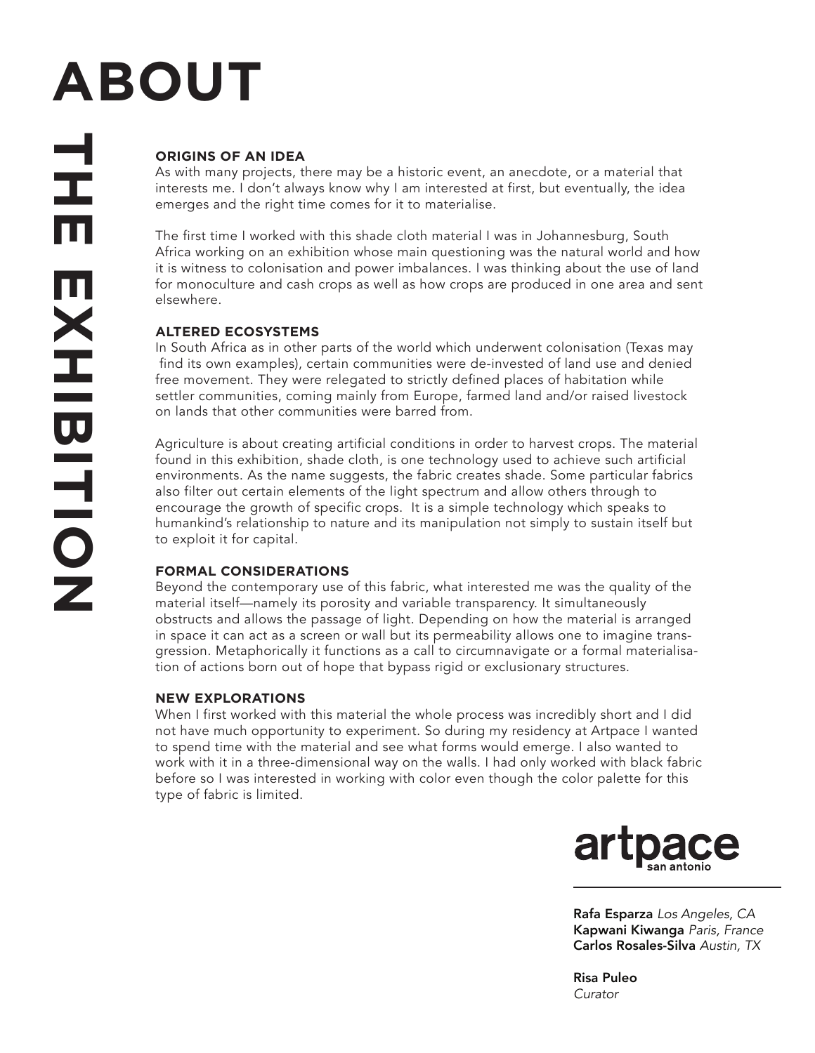# ABOUT

## THE EXHIBITION

### ORIGINS OF AN IDEA

As with many projects, there may be a historic event, an anecdote, or a material that interests me. I don't always know why I am interested at first, but eventually, the idea emerges and the right time comes for it to materialise.

The first time I worked with this shade cloth material I was in Johannesburg, South Africa working on an exhibition whose main questioning was the natural world and how it is witness to colonisation and power imbalances. I was thinking about the use of land for monoculture and cash crops as well as how crops are produced in one area and sent elsewhere.

### ALTERED ECOSYSTEMS

In South Africa as in other parts of the world which underwent colonisation (Texas may find its own examples), certain communities were de-invested of land use and denied free movement. They were relegated to strictly defined places of habitation while settler communities, coming mainly from Europe, farmed land and/or raised livestock on lands that other communities were barred from.

Agriculture is about creating artificial conditions in order to harvest crops. The material found in this exhibition, shade cloth, is one technology used to achieve such artificial environments. As the name suggests, the fabric creates shade. Some particular fabrics also filter out certain elements of the light spectrum and allow others through to encourage the growth of specific crops. It is a simple technology which speaks to humankind's relationship to nature and its manipulation not simply to sustain itself but to exploit it for capital.

### FORMAL CONSIDERATIONS

Beyond the contemporary use of this fabric, what interested me was the quality of the material itself—namely its porosity and variable transparency. It simultaneously obstructs and allows the passage of light. Depending on how the material is arranged in space it can act as a screen or wall but its permeability allows one to imagine transgression. Metaphorically it functions as a call to circumnavigate or a formal materialisation of actions born out of hope that bypass rigid or exclusionary structures.

### NEW EXPLORATIONS

When I first worked with this material the whole process was incredibly short and I did not have much opportunity to experiment. So during my residency at Artpace I wanted to spend time with the material and see what forms would emerge. I also wanted to work with it in a three-dimensional way on the walls. I had only worked with black fabric before so I was interested in working with color even though the color palette for this type of fabric is limited.

artpace san antonio

**Rafa Esparza** *Los Angeles, CA*
**Kapwani Kiwanga** *Paris, France*
**Carlos Rosales-Silva** *Austin, TX*

**Risa Puleo**
*Curator*